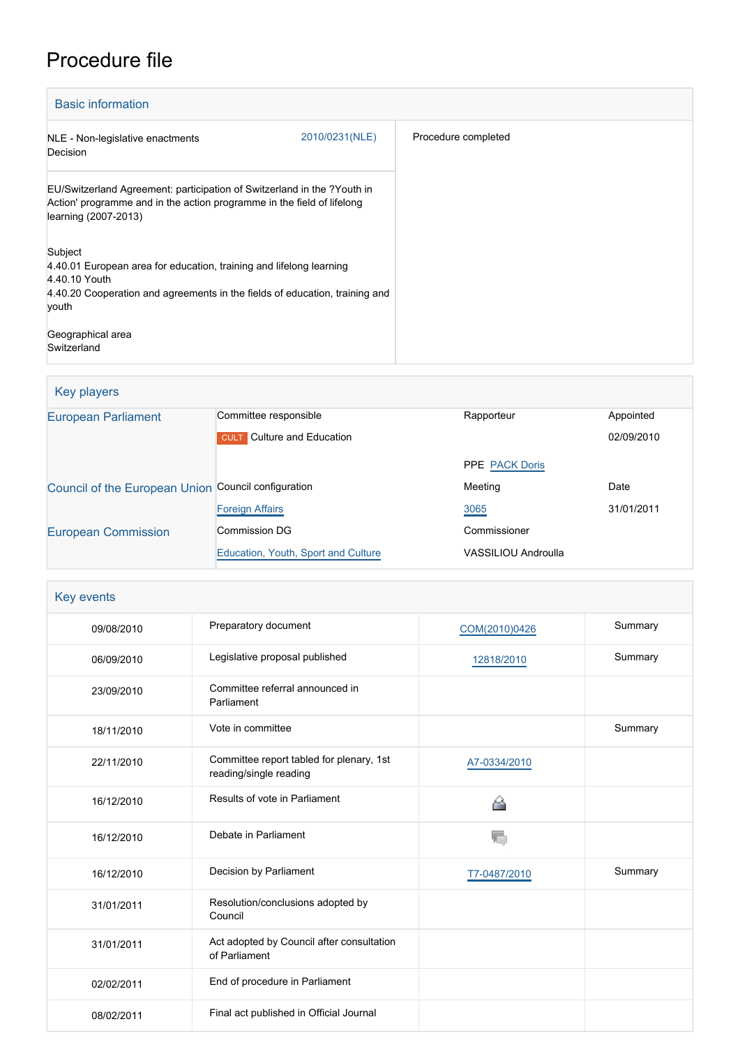# Procedure file

## Basic information

| | |
|---|---|
| NLE - Non-legislative enactments<br>Decision | 2010/0231(NLE) |
| Procedure completed | |

EU/Switzerland Agreement: participation of Switzerland in the ?Youth in Action' programme and in the action programme in the field of lifelong learning (2007-2013)

Subject
4.40.01 European area for education, training and lifelong learning
4.40.10 Youth
4.40.20 Cooperation and agreements in the fields of education, training and youth

Geographical area
Switzerland

## Key players

| | | | |
|---|---|---|---|
| European Parliament | Committee responsible | Rapporteur | Appointed |
| | CULT Culture and Education | | 02/09/2010 |
| | | PPE PACK Doris | |
| Council of the European Union | Council configuration | Meeting | Date |
| | Foreign Affairs | 3065 | 31/01/2011 |
| European Commission | Commission DG | Commissioner | |
| | Education, Youth, Sport and Culture | VASSILIOU Androulla | |

## Key events

| | | | |
|---|---|---|---|
| 09/08/2010 | Preparatory document | COM(2010)0426 | Summary |
| 06/09/2010 | Legislative proposal published | 12818/2010 | Summary |
| 23/09/2010 | Committee referral announced in Parliament | | |
| 18/11/2010 | Vote in committee | | Summary |
| 22/11/2010 | Committee report tabled for plenary, 1st reading/single reading | A7-0334/2010 | |
| 16/12/2010 | Results of vote in Parliament | | |
| 16/12/2010 | Debate in Parliament | | |
| 16/12/2010 | Decision by Parliament | T7-0487/2010 | Summary |
| 31/01/2011 | Resolution/conclusions adopted by Council | | |
| 31/01/2011 | Act adopted by Council after consultation of Parliament | | |
| 02/02/2011 | End of procedure in Parliament | | |
| 08/02/2011 | Final act published in Official Journal | | |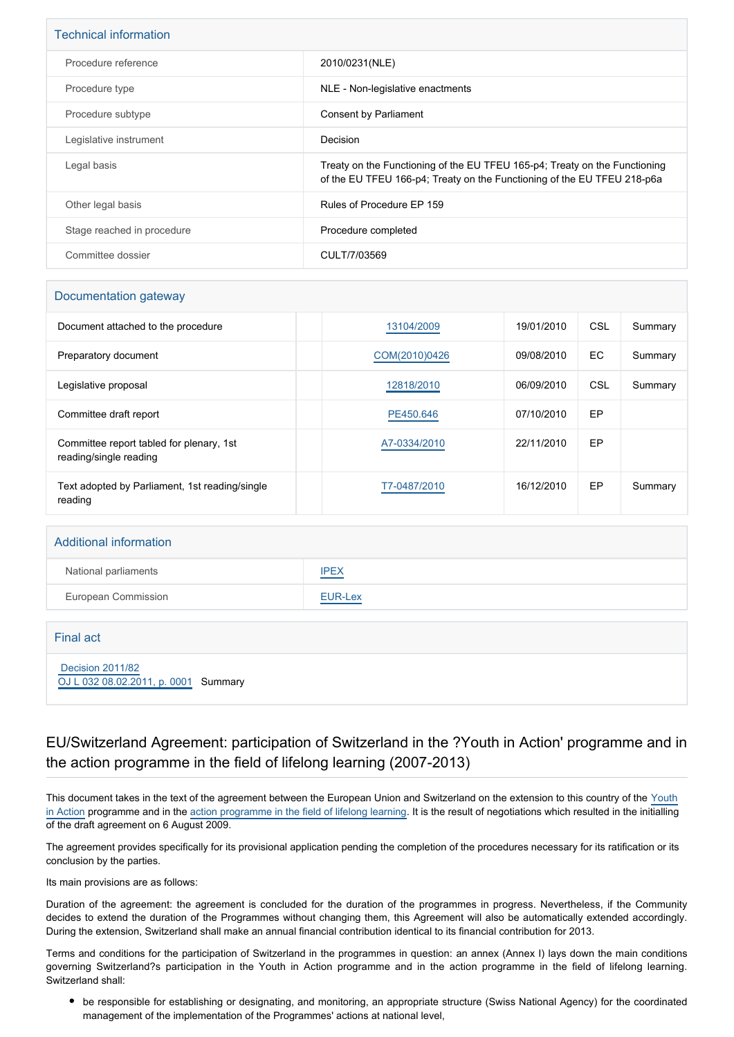## Technical information

| | |
|---|---|
| Procedure reference | 2010/0231(NLE) |
| Procedure type | NLE - Non-legislative enactments |
| Procedure subtype | Consent by Parliament |
| Legislative instrument | Decision |
| Legal basis | Treaty on the Functioning of the EU TFEU 165-p4; Treaty on the Functioning of the EU TFEU 166-p4; Treaty on the Functioning of the EU TFEU 218-p6a |
| Other legal basis | Rules of Procedure EP 159 |
| Stage reached in procedure | Procedure completed |
| Committee dossier | CULT/7/03569 |

## Documentation gateway

| | | | | | |
|---|---|---|---|---|---|
| Document attached to the procedure | | 13104/2009 | 19/01/2010 | CSL | Summary |
| Preparatory document | | COM(2010)0426 | 09/08/2010 | EC | Summary |
| Legislative proposal | | 12818/2010 | 06/09/2010 | CSL | Summary |
| Committee draft report | | PE450.646 | 07/10/2010 | EP | |
| Committee report tabled for plenary, 1st reading/single reading | | A7-0334/2010 | 22/11/2010 | EP | |
| Text adopted by Parliament, 1st reading/single reading | | T7-0487/2010 | 16/12/2010 | EP | Summary |

## Additional information

| | |
|---|---|
| National parliaments | IPEX |
| European Commission | EUR-Lex |

## Final act

Decision 2011/82
OJ L 032 08.02.2011, p. 0001 Summary

# EU/Switzerland Agreement: participation of Switzerland in the ?Youth in Action' programme and in the action programme in the field of lifelong learning (2007-2013)

This document takes in the text of the agreement between the European Union and Switzerland on the extension to this country of the Youth in Action programme and in the action programme in the field of lifelong learning. It is the result of negotiations which resulted in the initialling of the draft agreement on 6 August 2009.

The agreement provides specifically for its provisional application pending the completion of the procedures necessary for its ratification or its conclusion by the parties.

Its main provisions are as follows:

Duration of the agreement: the agreement is concluded for the duration of the programmes in progress. Nevertheless, if the Community decides to extend the duration of the Programmes without changing them, this Agreement will also be automatically extended accordingly. During the extension, Switzerland shall make an annual financial contribution identical to its financial contribution for 2013.

Terms and conditions for the participation of Switzerland in the programmes in question: an annex (Annex I) lays down the main conditions governing Switzerland?s participation in the Youth in Action programme and in the action programme in the field of lifelong learning. Switzerland shall:

- be responsible for establishing or designating, and monitoring, an appropriate structure (Swiss National Agency) for the coordinated management of the implementation of the Programmes' actions at national level,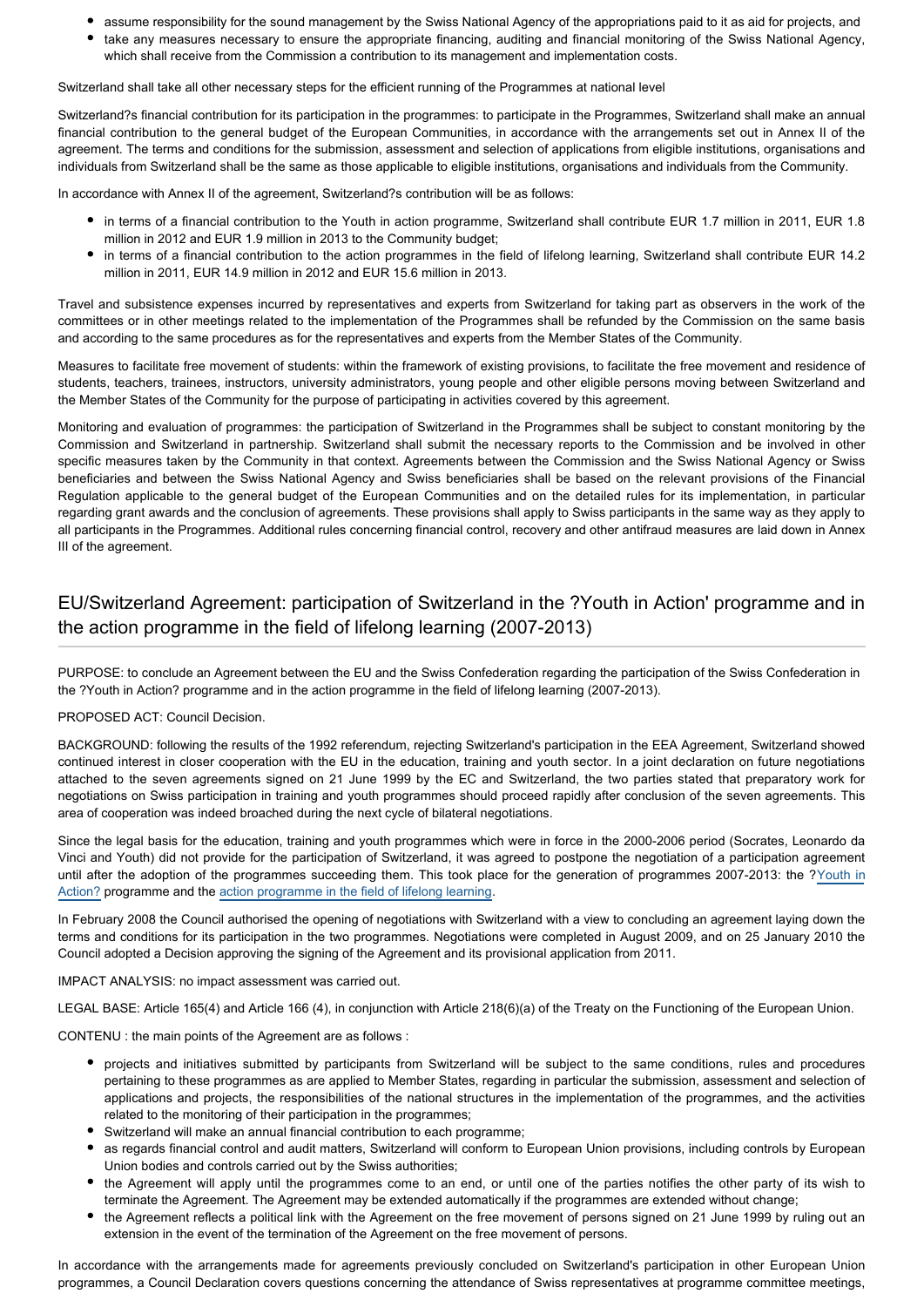- assume responsibility for the sound management by the Swiss National Agency of the appropriations paid to it as aid for projects, and
- take any measures necessary to ensure the appropriate financing, auditing and financial monitoring of the Swiss National Agency, which shall receive from the Commission a contribution to its management and implementation costs.

Switzerland shall take all other necessary steps for the efficient running of the Programmes at national level

Switzerland?s financial contribution for its participation in the programmes: to participate in the Programmes, Switzerland shall make an annual financial contribution to the general budget of the European Communities, in accordance with the arrangements set out in Annex II of the agreement. The terms and conditions for the submission, assessment and selection of applications from eligible institutions, organisations and individuals from Switzerland shall be the same as those applicable to eligible institutions, organisations and individuals from the Community.

In accordance with Annex II of the agreement, Switzerland?s contribution will be as follows:

- in terms of a financial contribution to the Youth in action programme, Switzerland shall contribute EUR 1.7 million in 2011, EUR 1.8 million in 2012 and EUR 1.9 million in 2013 to the Community budget;
- in terms of a financial contribution to the action programmes in the field of lifelong learning, Switzerland shall contribute EUR 14.2 million in 2011, EUR 14.9 million in 2012 and EUR 15.6 million in 2013.

Travel and subsistence expenses incurred by representatives and experts from Switzerland for taking part as observers in the work of the committees or in other meetings related to the implementation of the Programmes shall be refunded by the Commission on the same basis and according to the same procedures as for the representatives and experts from the Member States of the Community.

Measures to facilitate free movement of students: within the framework of existing provisions, to facilitate the free movement and residence of students, teachers, trainees, instructors, university administrators, young people and other eligible persons moving between Switzerland and the Member States of the Community for the purpose of participating in activities covered by this agreement.

Monitoring and evaluation of programmes: the participation of Switzerland in the Programmes shall be subject to constant monitoring by the Commission and Switzerland in partnership. Switzerland shall submit the necessary reports to the Commission and be involved in other specific measures taken by the Community in that context. Agreements between the Commission and the Swiss National Agency or Swiss beneficiaries and between the Swiss National Agency and Swiss beneficiaries shall be based on the relevant provisions of the Financial Regulation applicable to the general budget of the European Communities and on the detailed rules for its implementation, in particular regarding grant awards and the conclusion of agreements. These provisions shall apply to Swiss participants in the same way as they apply to all participants in the Programmes. Additional rules concerning financial control, recovery and other antifraud measures are laid down in Annex III of the agreement.

## EU/Switzerland Agreement: participation of Switzerland in the ?Youth in Action' programme and in the action programme in the field of lifelong learning (2007-2013)

PURPOSE: to conclude an Agreement between the EU and the Swiss Confederation regarding the participation of the Swiss Confederation in the ?Youth in Action? programme and in the action programme in the field of lifelong learning (2007-2013).

PROPOSED ACT: Council Decision.

BACKGROUND: following the results of the 1992 referendum, rejecting Switzerland's participation in the EEA Agreement, Switzerland showed continued interest in closer cooperation with the EU in the education, training and youth sector. In a joint declaration on future negotiations attached to the seven agreements signed on 21 June 1999 by the EC and Switzerland, the two parties stated that preparatory work for negotiations on Swiss participation in training and youth programmes should proceed rapidly after conclusion of the seven agreements. This area of cooperation was indeed broached during the next cycle of bilateral negotiations.

Since the legal basis for the education, training and youth programmes which were in force in the 2000-2006 period (Socrates, Leonardo da Vinci and Youth) did not provide for the participation of Switzerland, it was agreed to postpone the negotiation of a participation agreement until after the adoption of the programmes succeeding them. This took place for the generation of programmes 2007-2013: the ?Youth in Action? programme and the action programme in the field of lifelong learning.

In February 2008 the Council authorised the opening of negotiations with Switzerland with a view to concluding an agreement laying down the terms and conditions for its participation in the two programmes. Negotiations were completed in August 2009, and on 25 January 2010 the Council adopted a Decision approving the signing of the Agreement and its provisional application from 2011.

IMPACT ANALYSIS: no impact assessment was carried out.

LEGAL BASE: Article 165(4) and Article 166 (4), in conjunction with Article 218(6)(a) of the Treaty on the Functioning of the European Union.

CONTENU : the main points of the Agreement are as follows :

- projects and initiatives submitted by participants from Switzerland will be subject to the same conditions, rules and procedures pertaining to these programmes as are applied to Member States, regarding in particular the submission, assessment and selection of applications and projects, the responsibilities of the national structures in the implementation of the programmes, and the activities related to the monitoring of their participation in the programmes;
- Switzerland will make an annual financial contribution to each programme;
- as regards financial control and audit matters, Switzerland will conform to European Union provisions, including controls by European Union bodies and controls carried out by the Swiss authorities;
- the Agreement will apply until the programmes come to an end, or until one of the parties notifies the other party of its wish to terminate the Agreement. The Agreement may be extended automatically if the programmes are extended without change;
- the Agreement reflects a political link with the Agreement on the free movement of persons signed on 21 June 1999 by ruling out an extension in the event of the termination of the Agreement on the free movement of persons.

In accordance with the arrangements made for agreements previously concluded on Switzerland's participation in other European Union programmes, a Council Declaration covers questions concerning the attendance of Swiss representatives at programme committee meetings,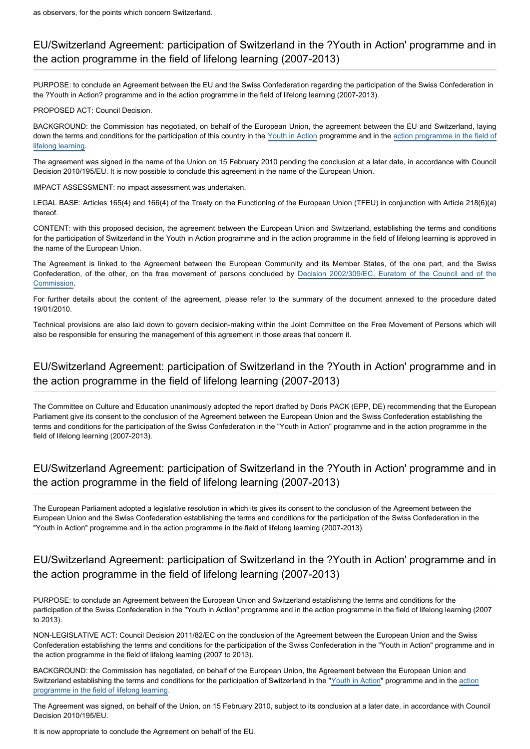as observers, for the points which concern Switzerland.

## EU/Switzerland Agreement: participation of Switzerland in the ?Youth in Action' programme and in the action programme in the field of lifelong learning (2007-2013)

PURPOSE: to conclude an Agreement between the EU and the Swiss Confederation regarding the participation of the Swiss Confederation in the ?Youth in Action? programme and in the action programme in the field of lifelong learning (2007-2013).

PROPOSED ACT: Council Decision.

BACKGROUND: the Commission has negotiated, on behalf of the European Union, the agreement between the EU and Switzerland, laying down the terms and conditions for the participation of this country in the Youth in Action programme and in the action programme in the field of lifelong learning.

The agreement was signed in the name of the Union on 15 February 2010 pending the conclusion at a later date, in accordance with Council Decision 2010/195/EU. It is now possible to conclude this agreement in the name of the European Union.

IMPACT ASSESSMENT: no impact assessment was undertaken.

LEGAL BASE: Articles 165(4) and 166(4) of the Treaty on the Functioning of the European Union (TFEU) in conjunction with Article 218(6)(a) thereof.

CONTENT: with this proposed decision, the agreement between the European Union and Switzerland, establishing the terms and conditions for the participation of Switzerland in the Youth in Action programme and in the action programme in the field of lifelong learning is approved in the name of the European Union.

The Agreement is linked to the Agreement between the European Community and its Member States, of the one part, and the Swiss Confederation, of the other, on the free movement of persons concluded by Decision 2002/309/EC, Euratom of the Council and of the Commission.

For further details about the content of the agreement, please refer to the summary of the document annexed to the procedure dated 19/01/2010.

Technical provisions are also laid down to govern decision-making within the Joint Committee on the Free Movement of Persons which will also be responsible for ensuring the management of this agreement in those areas that concern it.

## EU/Switzerland Agreement: participation of Switzerland in the ?Youth in Action' programme and in the action programme in the field of lifelong learning (2007-2013)

The Committee on Culture and Education unanimously adopted the report drafted by Doris PACK (EPP, DE) recommending that the European Parliament give its consent to the conclusion of the Agreement between the European Union and the Swiss Confederation establishing the terms and conditions for the participation of the Swiss Confederation in the "Youth in Action" programme and in the action programme in the field of lifelong learning (2007-2013).

## EU/Switzerland Agreement: participation of Switzerland in the ?Youth in Action' programme and in the action programme in the field of lifelong learning (2007-2013)

The European Parliament adopted a legislative resolution in which its gives its consent to the conclusion of the Agreement between the European Union and the Swiss Confederation establishing the terms and conditions for the participation of the Swiss Confederation in the "Youth in Action" programme and in the action programme in the field of lifelong learning (2007-2013).

## EU/Switzerland Agreement: participation of Switzerland in the ?Youth in Action' programme and in the action programme in the field of lifelong learning (2007-2013)

PURPOSE: to conclude an Agreement between the European Union and Switzerland establishing the terms and conditions for the participation of the Swiss Confederation in the "Youth in Action" programme and in the action programme in the field of lifelong learning (2007 to 2013).

NON-LEGISLATIVE ACT: Council Decision 2011/82/EC on the conclusion of the Agreement between the European Union and the Swiss Confederation establishing the terms and conditions for the participation of the Swiss Confederation in the "Youth in Action" programme and in the action programme in the field of lifelong learning (2007 to 2013).

BACKGROUND: the Commission has negotiated, on behalf of the European Union, the Agreement between the European Union and Switzerland establishing the terms and conditions for the participation of Switzerland in the "Youth in Action" programme and in the action programme in the field of lifelong learning.

The Agreement was signed, on behalf of the Union, on 15 February 2010, subject to its conclusion at a later date, in accordance with Council Decision 2010/195/EU.

It is now appropriate to conclude the Agreement on behalf of the EU.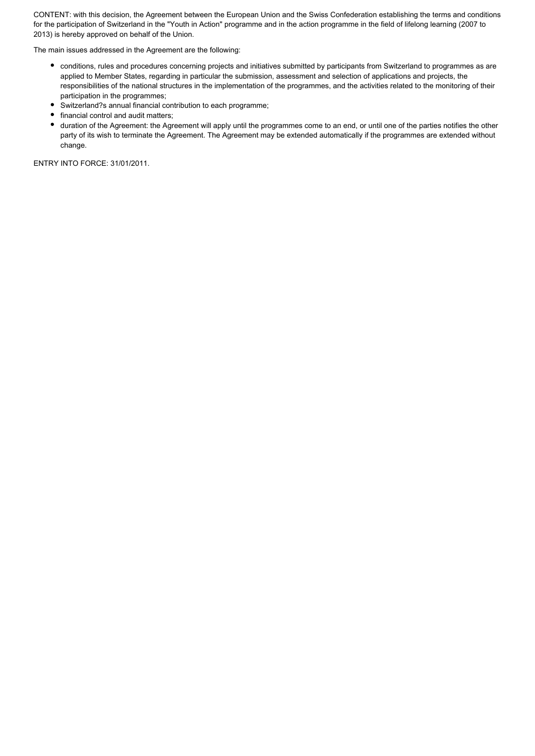CONTENT: with this decision, the Agreement between the European Union and the Swiss Confederation establishing the terms and conditions for the participation of Switzerland in the "Youth in Action" programme and in the action programme in the field of lifelong learning (2007 to 2013) is hereby approved on behalf of the Union.

The main issues addressed in the Agreement are the following:

- conditions, rules and procedures concerning projects and initiatives submitted by participants from Switzerland to programmes as are applied to Member States, regarding in particular the submission, assessment and selection of applications and projects, the responsibilities of the national structures in the implementation of the programmes, and the activities related to the monitoring of their participation in the programmes;
- Switzerland?s annual financial contribution to each programme;
- financial control and audit matters;
- duration of the Agreement: the Agreement will apply until the programmes come to an end, or until one of the parties notifies the other party of its wish to terminate the Agreement. The Agreement may be extended automatically if the programmes are extended without change.

ENTRY INTO FORCE: 31/01/2011.